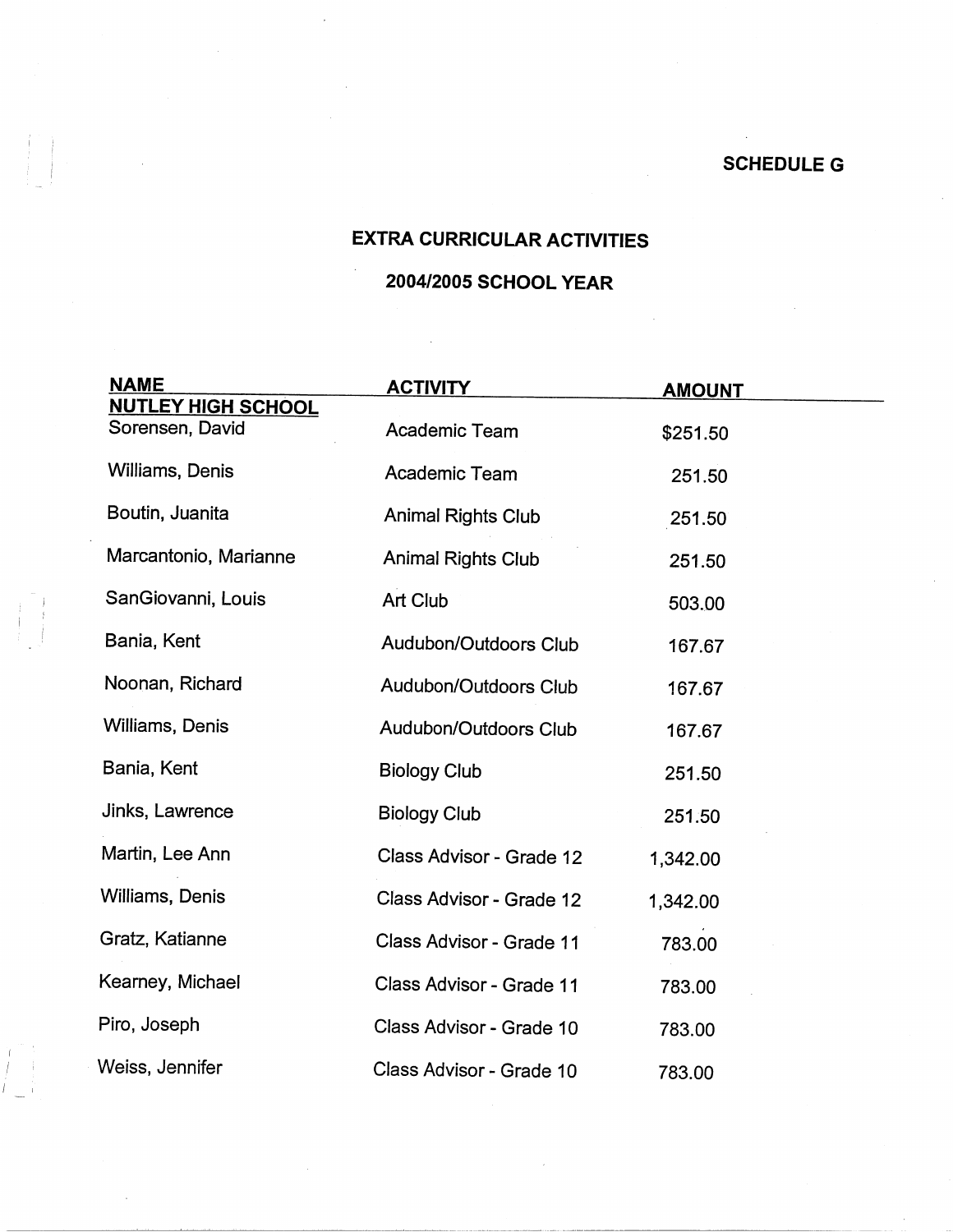SCHEDULE G

## EXTRA CURRICULAR ACTIVITIES

## 2004/2005 SCHOOL YEAR

| NAME | ACTIVITY | AMOUNT |
|---|---|---|
| **NUTLEY HIGH SCHOOL** | | |
| Sorensen, David | Academic Team | $251.50 |
| Williams, Denis | Academic Team | 251.50 |
| Boutin, Juanita | Animal Rights Club | 251.50 |
| Marcantonio, Marianne | Animal Rights Club | 251.50 |
| SanGiovanni, Louis | Art Club | 503.00 |
| Bania, Kent | Audubon/Outdoors Club | 167.67 |
| Noonan, Richard | Audubon/Outdoors Club | 167.67 |
| Williams, Denis | Audubon/Outdoors Club | 167.67 |
| Bania, Kent | Biology Club | 251.50 |
| Jinks, Lawrence | Biology Club | 251.50 |
| Martin, Lee Ann | Class Advisor - Grade 12 | 1,342.00 |
| Williams, Denis | Class Advisor - Grade 12 | 1,342.00 |
| Gratz, Katianne | Class Advisor - Grade 11 | 783.00 |
| Kearney, Michael | Class Advisor - Grade 11 | 783.00 |
| Piro, Joseph | Class Advisor - Grade 10 | 783.00 |
| Weiss, Jennifer | Class Advisor - Grade 10 | 783.00 |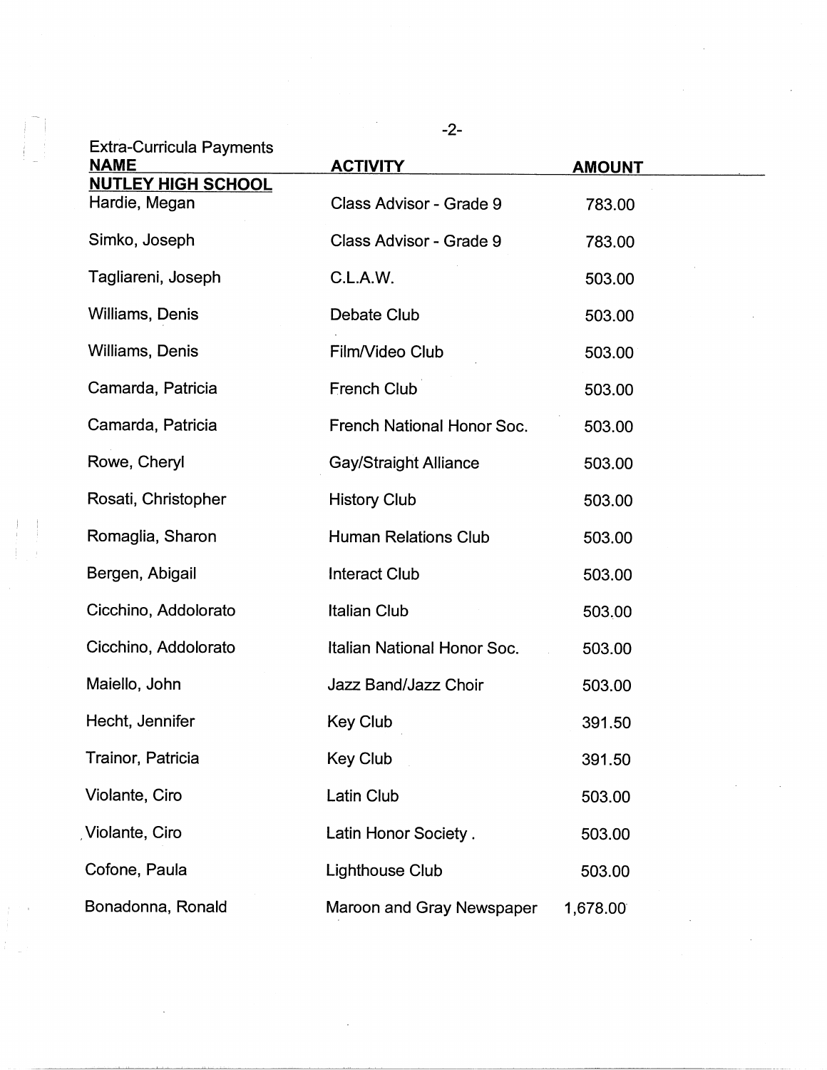Extra-Curricula Payments

| NAME | ACTIVITY | AMOUNT |
|---|---|---|
| **NUTLEY HIGH SCHOOL** | | |
| Hardie, Megan | Class Advisor - Grade 9 | 783.00 |
| Simko, Joseph | Class Advisor - Grade 9 | 783.00 |
| Tagliareni, Joseph | C.L.A.W. | 503.00 |
| Williams, Denis | Debate Club | 503.00 |
| Williams, Denis | Film/Video Club | 503.00 |
| Camarda, Patricia | French Club | 503.00 |
| Camarda, Patricia | French National Honor Soc. | 503.00 |
| Rowe, Cheryl | Gay/Straight Alliance | 503.00 |
| Rosati, Christopher | History Club | 503.00 |
| Romaglia, Sharon | Human Relations Club | 503.00 |
| Bergen, Abigail | Interact Club | 503.00 |
| Cicchino, Addolorato | Italian Club | 503.00 |
| Cicchino, Addolorato | Italian National Honor Soc. | 503.00 |
| Maiello, John | Jazz Band/Jazz Choir | 503.00 |
| Hecht, Jennifer | Key Club | 391.50 |
| Trainor, Patricia | Key Club | 391.50 |
| Violante, Ciro | Latin Club | 503.00 |
| Violante, Ciro | Latin Honor Society . | 503.00 |
| Cofone, Paula | Lighthouse Club | 503.00 |
| Bonadonna, Ronald | Maroon and Gray Newspaper | 1,678.00 |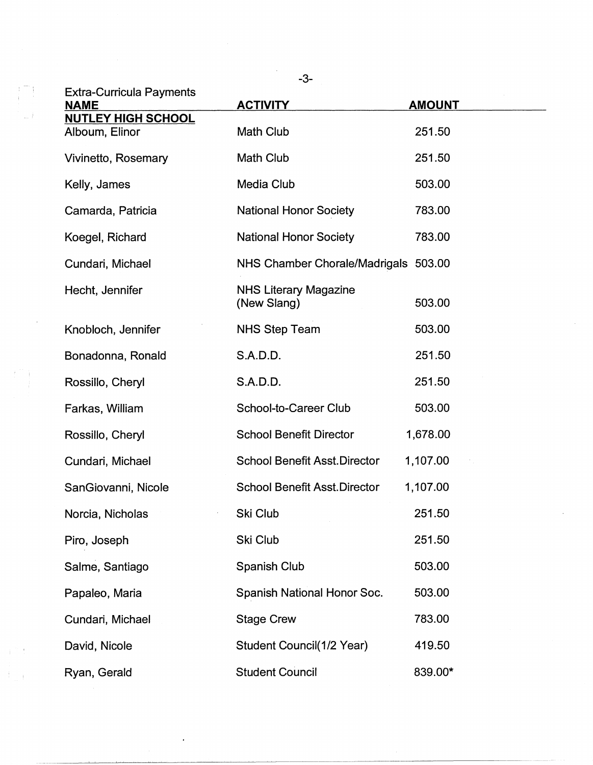Extra-Curricula Payments

| NAME | ACTIVITY | AMOUNT |
|---|---|---|
| **NUTLEY HIGH SCHOOL** | | |
| Alboum, Elinor | Math Club | 251.50 |
| Vivinetto, Rosemary | Math Club | 251.50 |
| Kelly, James | Media Club | 503.00 |
| Camarda, Patricia | National Honor Society | 783.00 |
| Koegel, Richard | National Honor Society | 783.00 |
| Cundari, Michael | NHS Chamber Chorale/Madrigals | 503.00 |
| Hecht, Jennifer | NHS Literary Magazine (New Slang) | 503.00 |
| Knobloch, Jennifer | NHS Step Team | 503.00 |
| Bonadonna, Ronald | S.A.D.D. | 251.50 |
| Rossillo, Cheryl | S.A.D.D. | 251.50 |
| Farkas, William | School-to-Career Club | 503.00 |
| Rossillo, Cheryl | School Benefit Director | 1,678.00 |
| Cundari, Michael | School Benefit Asst.Director | 1,107.00 |
| SanGiovanni, Nicole | School Benefit Asst.Director | 1,107.00 |
| Norcia, Nicholas | Ski Club | 251.50 |
| Piro, Joseph | Ski Club | 251.50 |
| Salme, Santiago | Spanish Club | 503.00 |
| Papaleo, Maria | Spanish National Honor Soc. | 503.00 |
| Cundari, Michael | Stage Crew | 783.00 |
| David, Nicole | Student Council(1/2 Year) | 419.50 |
| Ryan, Gerald | Student Council | 839.00* |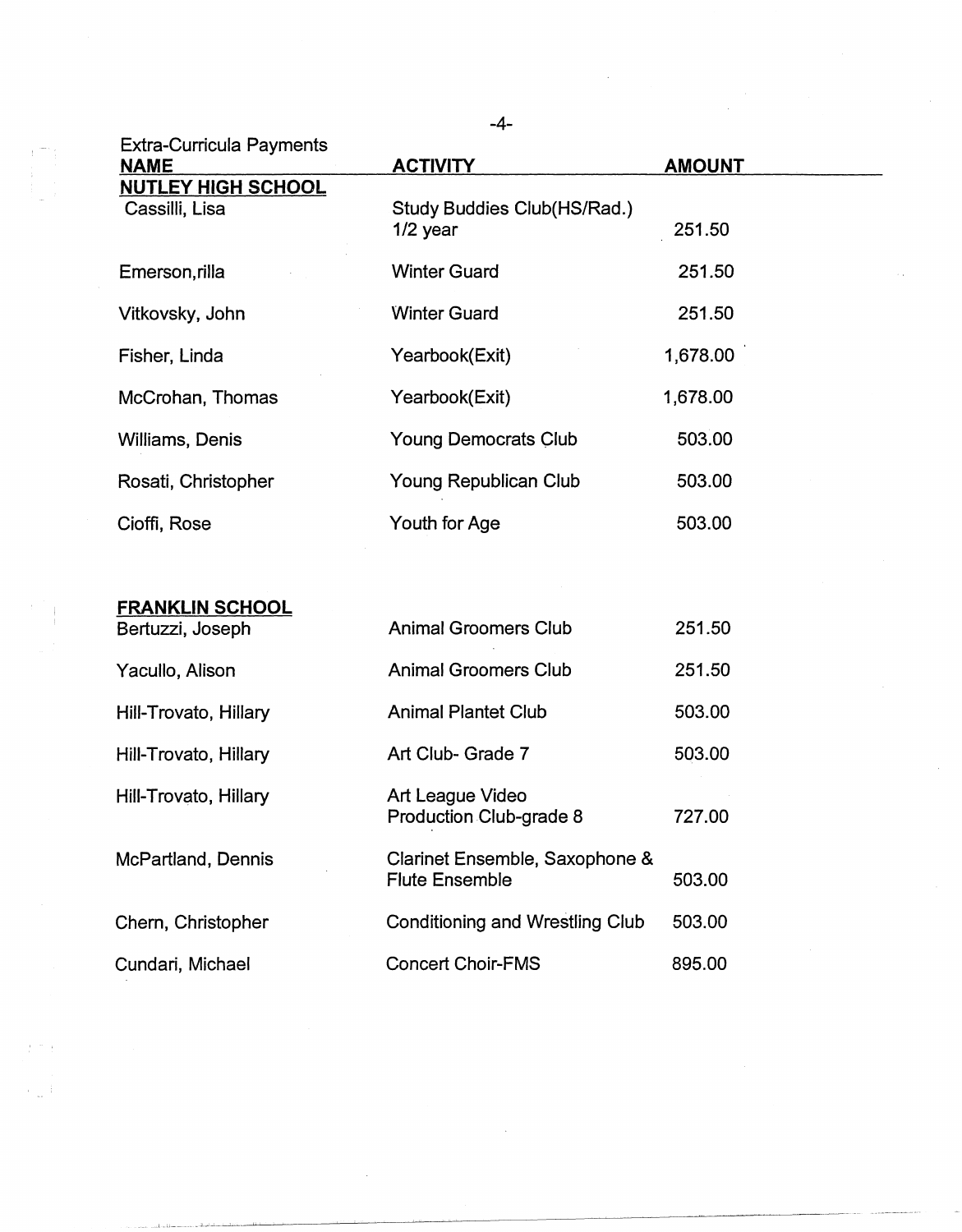Extra-Curricula Payments

| NAME | ACTIVITY | AMOUNT |
|---|---|---|
| **NUTLEY HIGH SCHOOL** | | |
| Cassilli, Lisa | Study Buddies Club(HS/Rad.) 1/2 year | 251.50 |
| Emerson,rilla | Winter Guard | 251.50 |
| Vitkovsky, John | Winter Guard | 251.50 |
| Fisher, Linda | Yearbook(Exit) | 1,678.00 |
| McCrohan, Thomas | Yearbook(Exit) | 1,678.00 |
| Williams, Denis | Young Democrats Club | 503.00 |
| Rosati, Christopher | Young Republican Club | 503.00 |
| Cioffi, Rose | Youth for Age | 503.00 |
| **FRANKLIN SCHOOL** | | |
| Bertuzzi, Joseph | Animal Groomers Club | 251.50 |
| Yacullo, Alison | Animal Groomers Club | 251.50 |
| Hill-Trovato, Hillary | Animal Plantet Club | 503.00 |
| Hill-Trovato, Hillary | Art Club- Grade 7 | 503.00 |
| Hill-Trovato, Hillary | Art League Video Production Club-grade 8 | 727.00 |
| McPartland, Dennis | Clarinet Ensemble, Saxophone & Flute Ensemble | 503.00 |
| Chern, Christopher | Conditioning and Wrestling Club | 503.00 |
| Cundari, Michael | Concert Choir-FMS | 895.00 |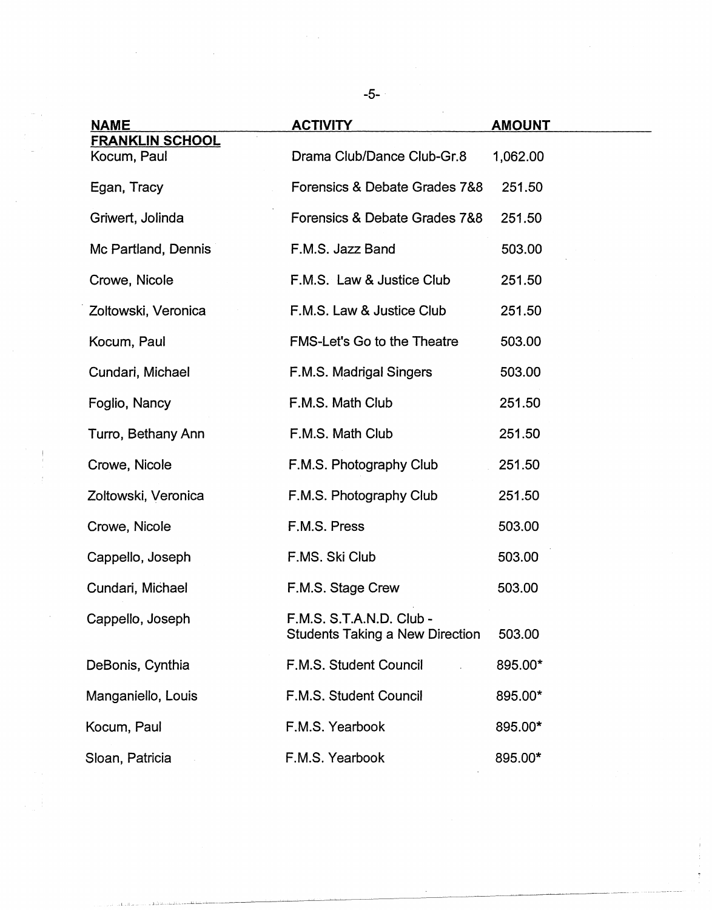| NAME | ACTIVITY | AMOUNT |
|---|---|---|
| **FRANKLIN SCHOOL** | | |
| Kocum, Paul | Drama Club/Dance Club-Gr.8 | 1,062.00 |
| Egan, Tracy | Forensics & Debate Grades 7&8 | 251.50 |
| Griwert, Jolinda | Forensics & Debate Grades 7&8 | 251.50 |
| Mc Partland, Dennis | F.M.S. Jazz Band | 503.00 |
| Crowe, Nicole | F.M.S. Law & Justice Club | 251.50 |
| Zoltowski, Veronica | F.M.S. Law & Justice Club | 251.50 |
| Kocum, Paul | FMS-Let's Go to the Theatre | 503.00 |
| Cundari, Michael | F.M.S. Madrigal Singers | 503.00 |
| Foglio, Nancy | F.M.S. Math Club | 251.50 |
| Turro, Bethany Ann | F.M.S. Math Club | 251.50 |
| Crowe, Nicole | F.M.S. Photography Club | 251.50 |
| Zoltowski, Veronica | F.M.S. Photography Club | 251.50 |
| Crowe, Nicole | F.M.S. Press | 503.00 |
| Cappello, Joseph | F.MS. Ski Club | 503.00 |
| Cundari, Michael | F.M.S. Stage Crew | 503.00 |
| Cappello, Joseph | F.M.S. S.T.A.N.D. Club - Students Taking a New Direction | 503.00 |
| DeBonis, Cynthia | F.M.S. Student Council | 895.00* |
| Manganiello, Louis | F.M.S. Student Council | 895.00* |
| Kocum, Paul | F.M.S. Yearbook | 895.00* |
| Sloan, Patricia | F.M.S. Yearbook | 895.00* |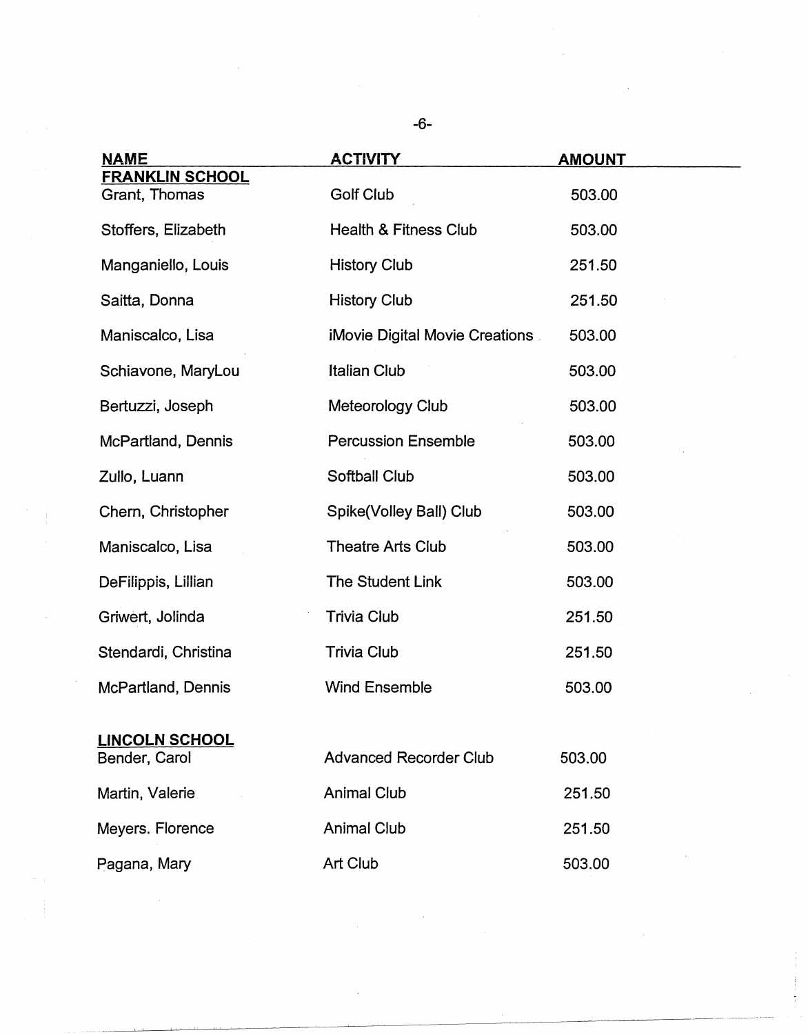| NAME | ACTIVITY | AMOUNT |
|---|---|---|
| **FRANKLIN SCHOOL** | | |
| Grant, Thomas | Golf Club | 503.00 |
| Stoffers, Elizabeth | Health & Fitness Club | 503.00 |
| Manganiello, Louis | History Club | 251.50 |
| Saitta, Donna | History Club | 251.50 |
| Maniscalco, Lisa | iMovie Digital Movie Creations | 503.00 |
| Schiavone, MaryLou | Italian Club | 503.00 |
| Bertuzzi, Joseph | Meteorology Club | 503.00 |
| McPartland, Dennis | Percussion Ensemble | 503.00 |
| Zullo, Luann | Softball Club | 503.00 |
| Chern, Christopher | Spike(Volley Ball) Club | 503.00 |
| Maniscalco, Lisa | Theatre Arts Club | 503.00 |
| DeFilippis, Lillian | The Student Link | 503.00 |
| Griwert, Jolinda | Trivia Club | 251.50 |
| Stendardi, Christina | Trivia Club | 251.50 |
| McPartland, Dennis | Wind Ensemble | 503.00 |
| **LINCOLN SCHOOL** | | |
| Bender, Carol | Advanced Recorder Club | 503.00 |
| Martin, Valerie | Animal Club | 251.50 |
| Meyers. Florence | Animal Club | 251.50 |
| Pagana, Mary | Art Club | 503.00 |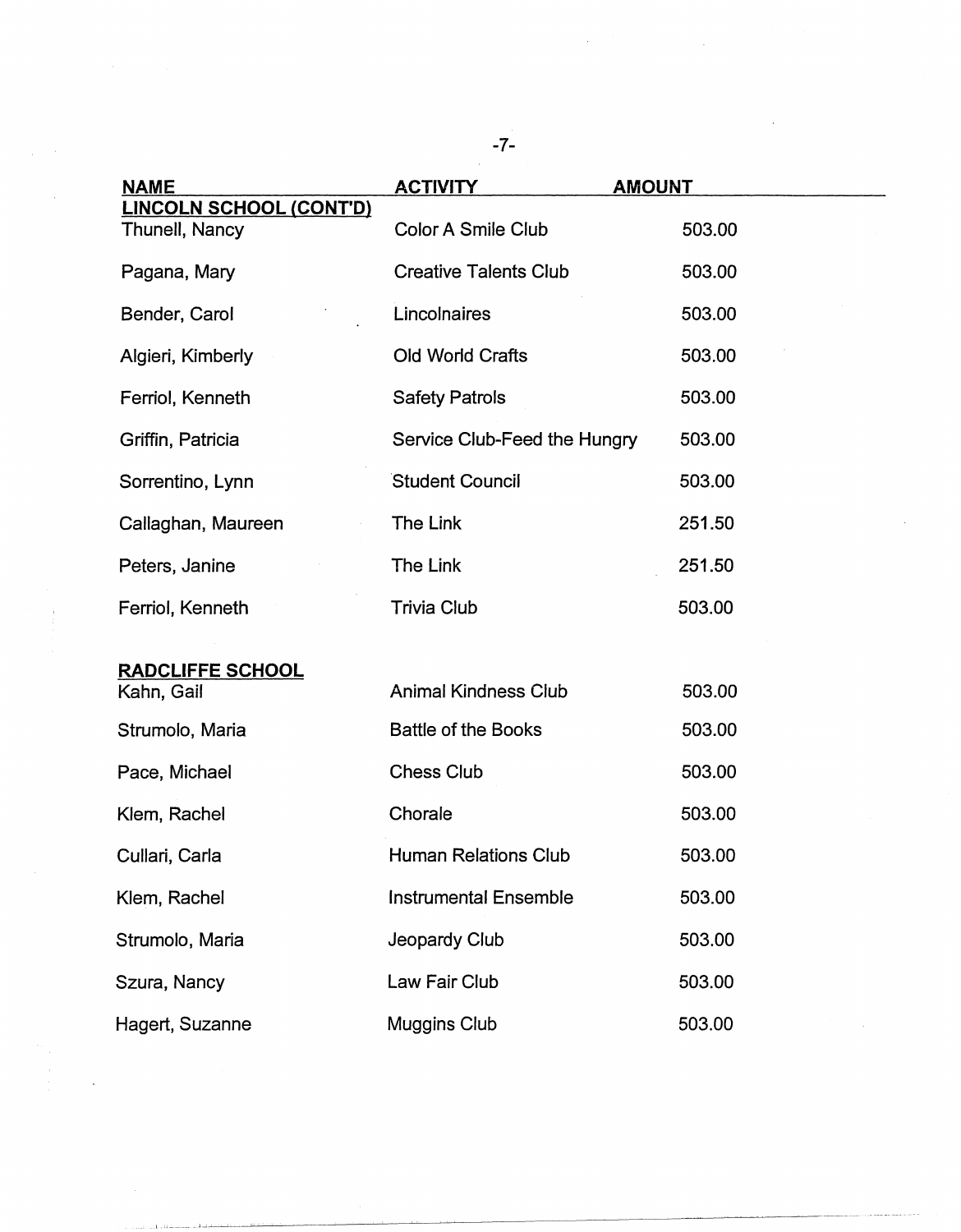| NAME | ACTIVITY | AMOUNT |
|---|---|---|
| **LINCOLN SCHOOL (CONT'D)** | | |
| Thunell, Nancy | Color A Smile Club | 503.00 |
| Pagana, Mary | Creative Talents Club | 503.00 |
| Bender, Carol | Lincolnaires | 503.00 |
| Algieri, Kimberly | Old World Crafts | 503.00 |
| Ferriol, Kenneth | Safety Patrols | 503.00 |
| Griffin, Patricia | Service Club-Feed the Hungry | 503.00 |
| Sorrentino, Lynn | Student Council | 503.00 |
| Callaghan, Maureen | The Link | 251.50 |
| Peters, Janine | The Link | 251.50 |
| Ferriol, Kenneth | Trivia Club | 503.00 |
| **RADCLIFFE SCHOOL** | | |
| Kahn, Gail | Animal Kindness Club | 503.00 |
| Strumolo, Maria | Battle of the Books | 503.00 |
| Pace, Michael | Chess Club | 503.00 |
| Klem, Rachel | Chorale | 503.00 |
| Cullari, Carla | Human Relations Club | 503.00 |
| Klem, Rachel | Instrumental Ensemble | 503.00 |
| Strumolo, Maria | Jeopardy Club | 503.00 |
| Szura, Nancy | Law Fair Club | 503.00 |
| Hagert, Suzanne | Muggins Club | 503.00 |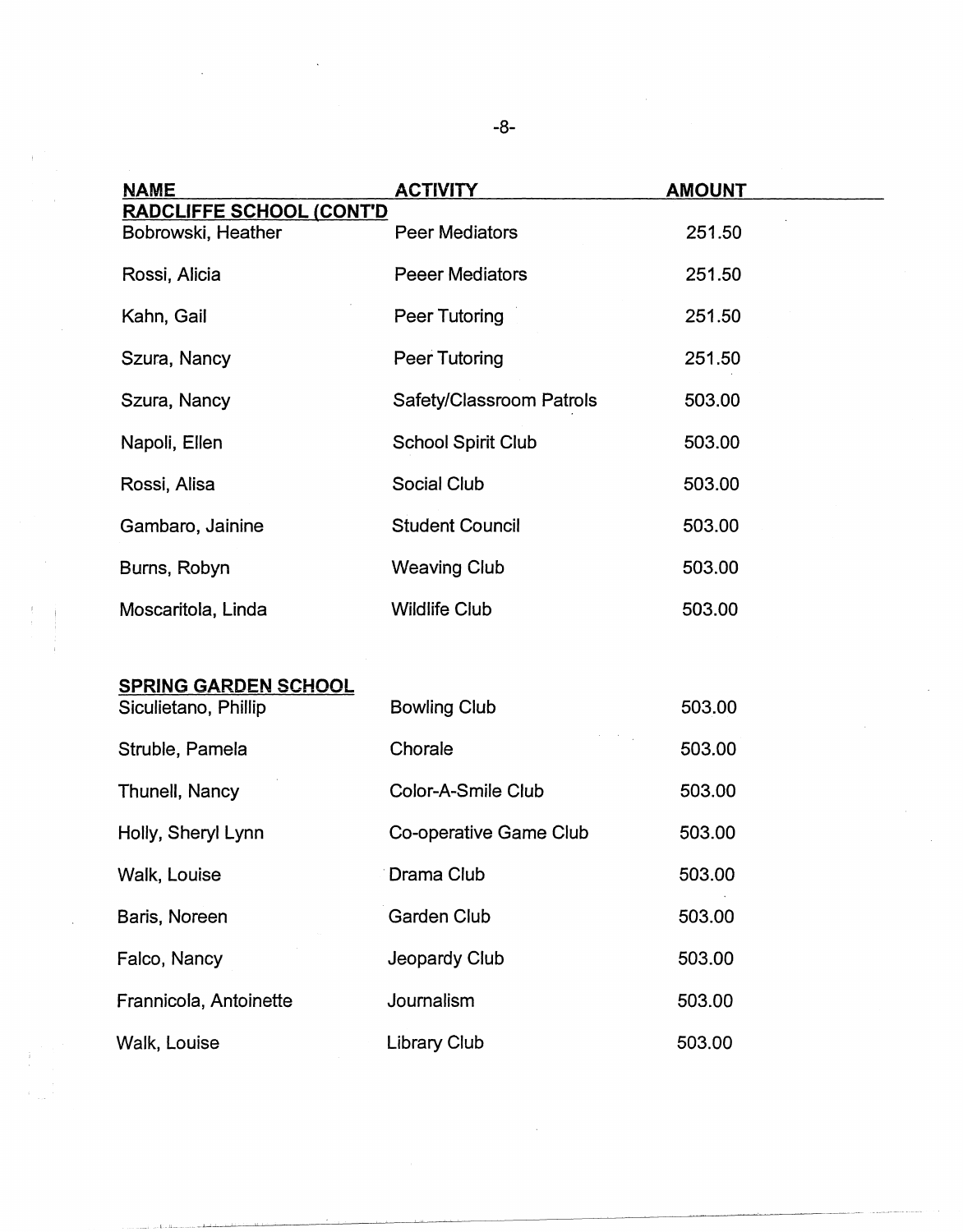| NAME | ACTIVITY | AMOUNT |
|---|---|---|
| **RADCLIFFE SCHOOL (CONT'D** | | |
| Bobrowski, Heather | Peer Mediators | 251.50 |
| Rossi, Alicia | Peeer Mediators | 251.50 |
| Kahn, Gail | Peer Tutoring | 251.50 |
| Szura, Nancy | Peer Tutoring | 251.50 |
| Szura, Nancy | Safety/Classroom Patrols | 503.00 |
| Napoli, Ellen | School Spirit Club | 503.00 |
| Rossi, Alisa | Social Club | 503.00 |
| Gambaro, Jainine | Student Council | 503.00 |
| Burns, Robyn | Weaving Club | 503.00 |
| Moscaritola, Linda | Wildlife Club | 503.00 |
| | | |
| **SPRING GARDEN SCHOOL** | | |
| Siculietano, Phillip | Bowling Club | 503.00 |
| Struble, Pamela | Chorale | 503.00 |
| Thunell, Nancy | Color-A-Smile Club | 503.00 |
| Holly, Sheryl Lynn | Co-operative Game Club | 503.00 |
| Walk, Louise | Drama Club | 503.00 |
| Baris, Noreen | Garden Club | 503.00 |
| Falco, Nancy | Jeopardy Club | 503.00 |
| Frannicola, Antoinette | Journalism | 503.00 |
| Walk, Louise | Library Club | 503.00 |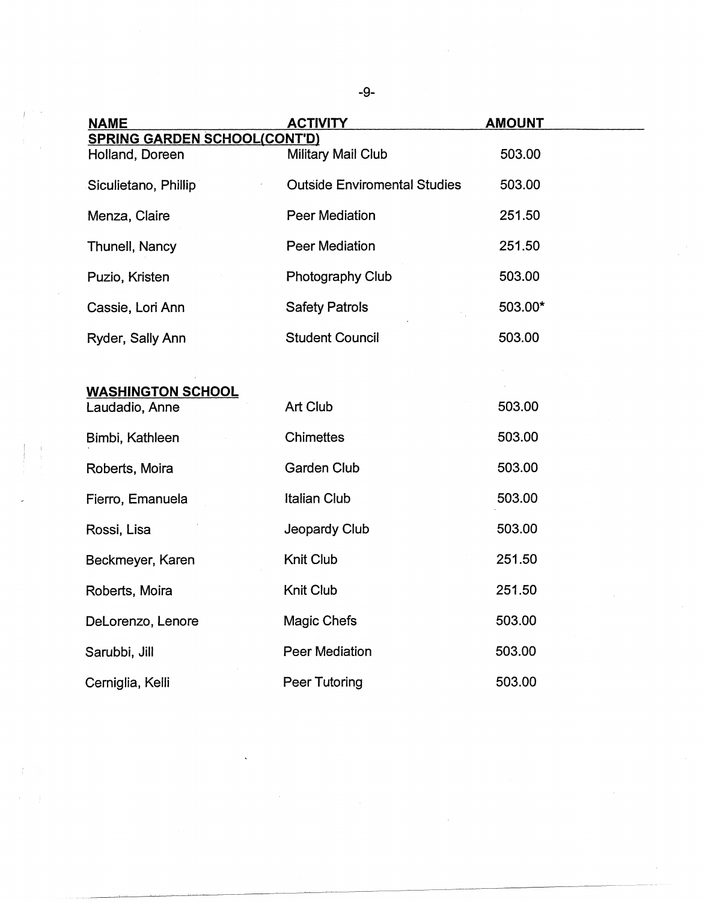| NAME | ACTIVITY | AMOUNT |
| --- | --- | --- |
| **SPRING GARDEN SCHOOL(CONT'D)** | | |
| Holland, Doreen | Military Mail Club | 503.00 |
| Siculietano, Phillip | Outside Enviromental Studies | 503.00 |
| Menza, Claire | Peer Mediation | 251.50 |
| Thunell, Nancy | Peer Mediation | 251.50 |
| Puzio, Kristen | Photography Club | 503.00 |
| Cassie, Lori Ann | Safety Patrols | 503.00* |
| Ryder, Sally Ann | Student Council | 503.00 |
| | | |
| **WASHINGTON SCHOOL** | | |
| Laudadio, Anne | Art Club | 503.00 |
| Bimbi, Kathleen | Chimettes | 503.00 |
| Roberts, Moira | Garden Club | 503.00 |
| Fierro, Emanuela | Italian Club | 503.00 |
| Rossi, Lisa | Jeopardy Club | 503.00 |
| Beckmeyer, Karen | Knit Club | 251.50 |
| Roberts, Moira | Knit Club | 251.50 |
| DeLorenzo, Lenore | Magic Chefs | 503.00 |
| Sarubbi, Jill | Peer Mediation | 503.00 |
| Cerniglia, Kelli | Peer Tutoring | 503.00 |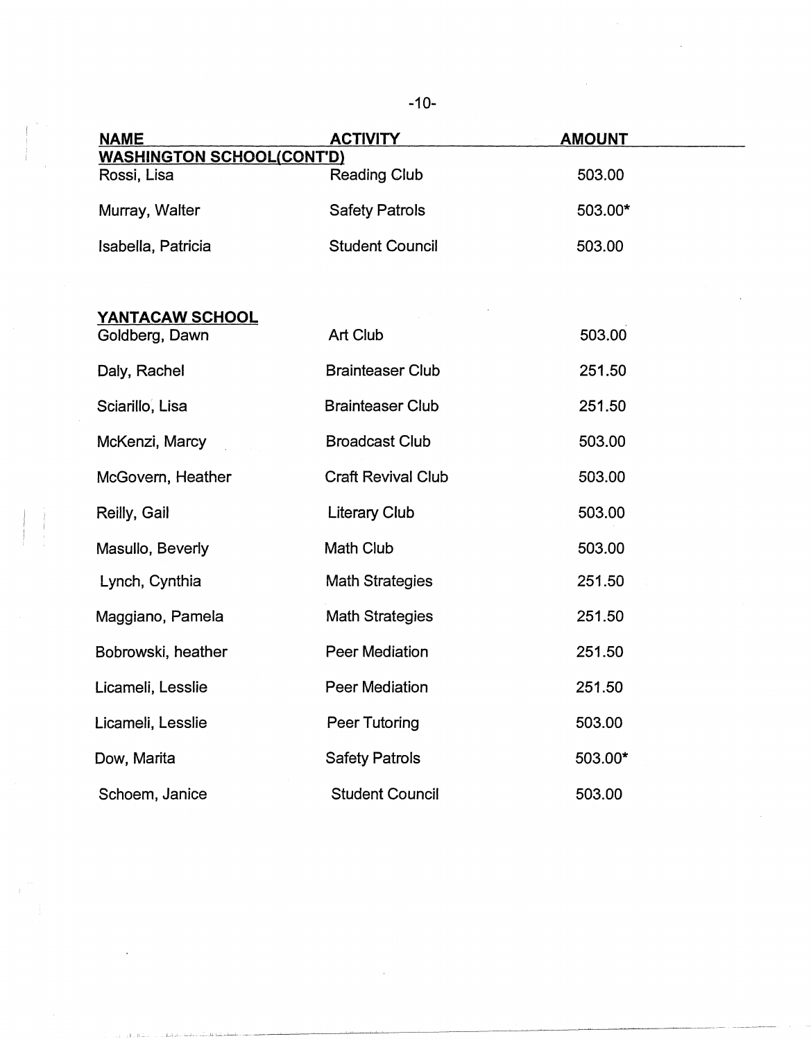| NAME | ACTIVITY | AMOUNT |
|---|---|---|
| **WASHINGTON SCHOOL(CONT'D)** | | |
| Rossi, Lisa | Reading Club | 503.00 |
| Murray, Walter | Safety Patrols | 503.00* |
| Isabella, Patricia | Student Council | 503.00 |
| | | |
| **YANTACAW SCHOOL** | | |
| Goldberg, Dawn | Art Club | 503.00 |
| Daly, Rachel | Brainteaser Club | 251.50 |
| Sciarillo, Lisa | Brainteaser Club | 251.50 |
| McKenzi, Marcy | Broadcast Club | 503.00 |
| McGovern, Heather | Craft Revival Club | 503.00 |
| Reilly, Gail | Literary Club | 503.00 |
| Masullo, Beverly | Math Club | 503.00 |
| Lynch, Cynthia | Math Strategies | 251.50 |
| Maggiano, Pamela | Math Strategies | 251.50 |
| Bobrowski, heather | Peer Mediation | 251.50 |
| Licameli, Lesslie | Peer Mediation | 251.50 |
| Licameli, Lesslie | Peer Tutoring | 503.00 |
| Dow, Marita | Safety Patrols | 503.00* |
| Schoem, Janice | Student Council | 503.00 |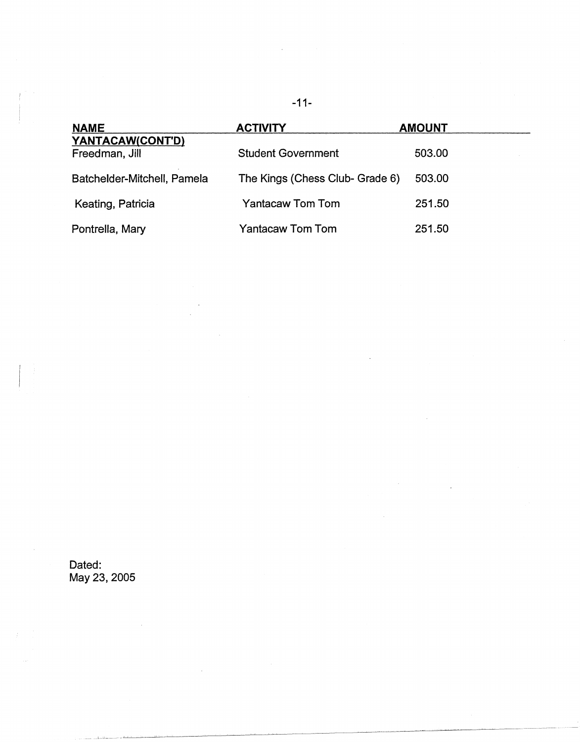| NAME | ACTIVITY | AMOUNT |
| --- | --- | --- |
| **YANTACAW(CONT'D)** | | |
| Freedman, Jill | Student Government | 503.00 |
| Batchelder-Mitchell, Pamela | The Kings (Chess Club- Grade 6) | 503.00 |
| Keating, Patricia | Yantacaw Tom Tom | 251.50 |
| Pontrella, Mary | Yantacaw Tom Tom | 251.50 |

Dated:
May 23, 2005